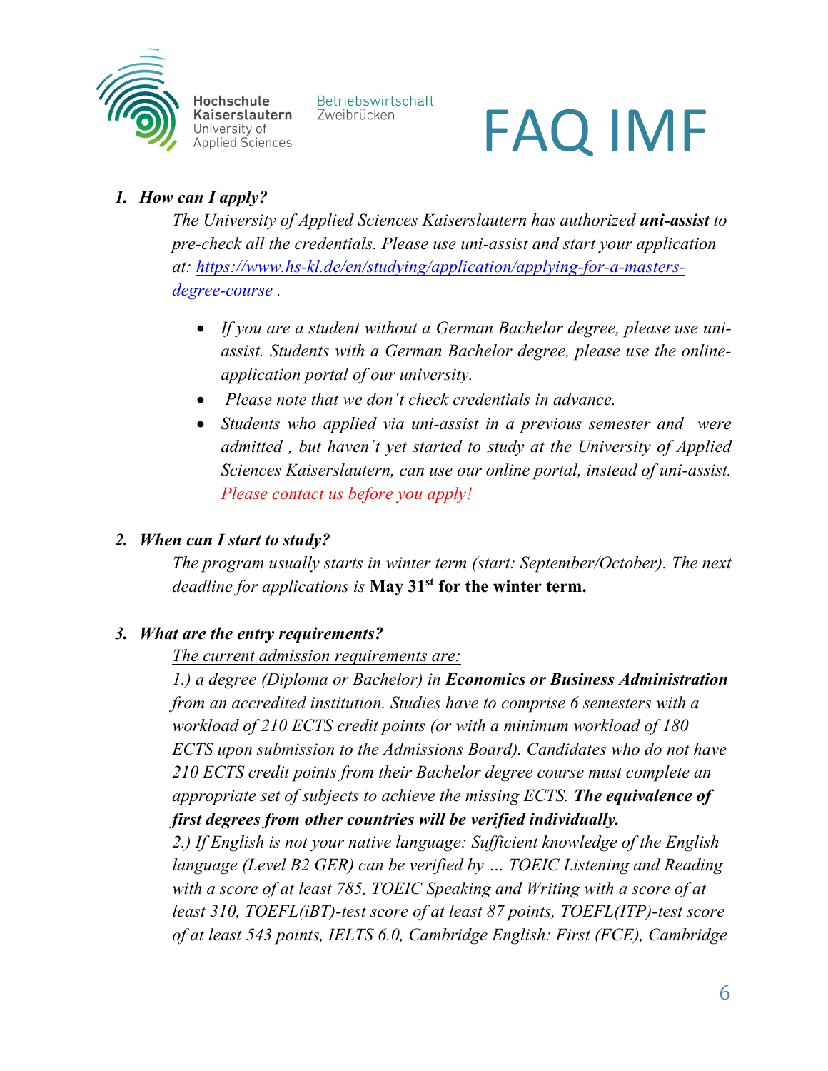Hochschule Kaiserslautern University of Applied Sciences

Betriebswirtschaft Zweibrücken

# FAQ IMF

1. ***How can I apply?***

   *The University of Applied Sciences Kaiserslautern has authorized* ***uni-assist*** *to pre-check all the credentials. Please use uni-assist and start your application at: [https://www.hs-kl.de/en/studying/application/applying-for-a-masters-degree-course](https://www.hs-kl.de/en/studying/application/applying-for-a-masters-degree-course) .*

   - *If you are a student without a German Bachelor degree, please use uni-assist. Students with a German Bachelor degree, please use the online-application portal of our university.*
   - *Please note that we don´t check credentials in advance.*
   - *Students who applied via uni-assist in a previous semester and were admitted , but haven´t yet started to study at the University of Applied Sciences Kaiserslautern, can use our online portal, instead of uni-assist. Please contact us before you apply!*

2. ***When can I start to study?***

   *The program usually starts in winter term (start: September/October). The next deadline for applications is* **May 31st for the winter term.**

3. ***What are the entry requirements?***

   *The current admission requirements are:*

   *1.) a degree (Diploma or Bachelor) in* ***Economics or Business Administration*** *from an accredited institution. Studies have to comprise 6 semesters with a workload of 210 ECTS credit points (or with a minimum workload of 180 ECTS upon submission to the Admissions Board). Candidates who do not have 210 ECTS credit points from their Bachelor degree course must complete an appropriate set of subjects to achieve the missing ECTS.* ***The equivalence of first degrees from other countries will be verified individually.***

   *2.) If English is not your native language: Sufficient knowledge of the English language (Level B2 GER) can be verified by … TOEIC Listening and Reading with a score of at least 785, TOEIC Speaking and Writing with a score of at least 310, TOEFL(iBT)-test score of at least 87 points, TOEFL(ITP)-test score of at least 543 points, IELTS 6.0, Cambridge English: First (FCE), Cambridge*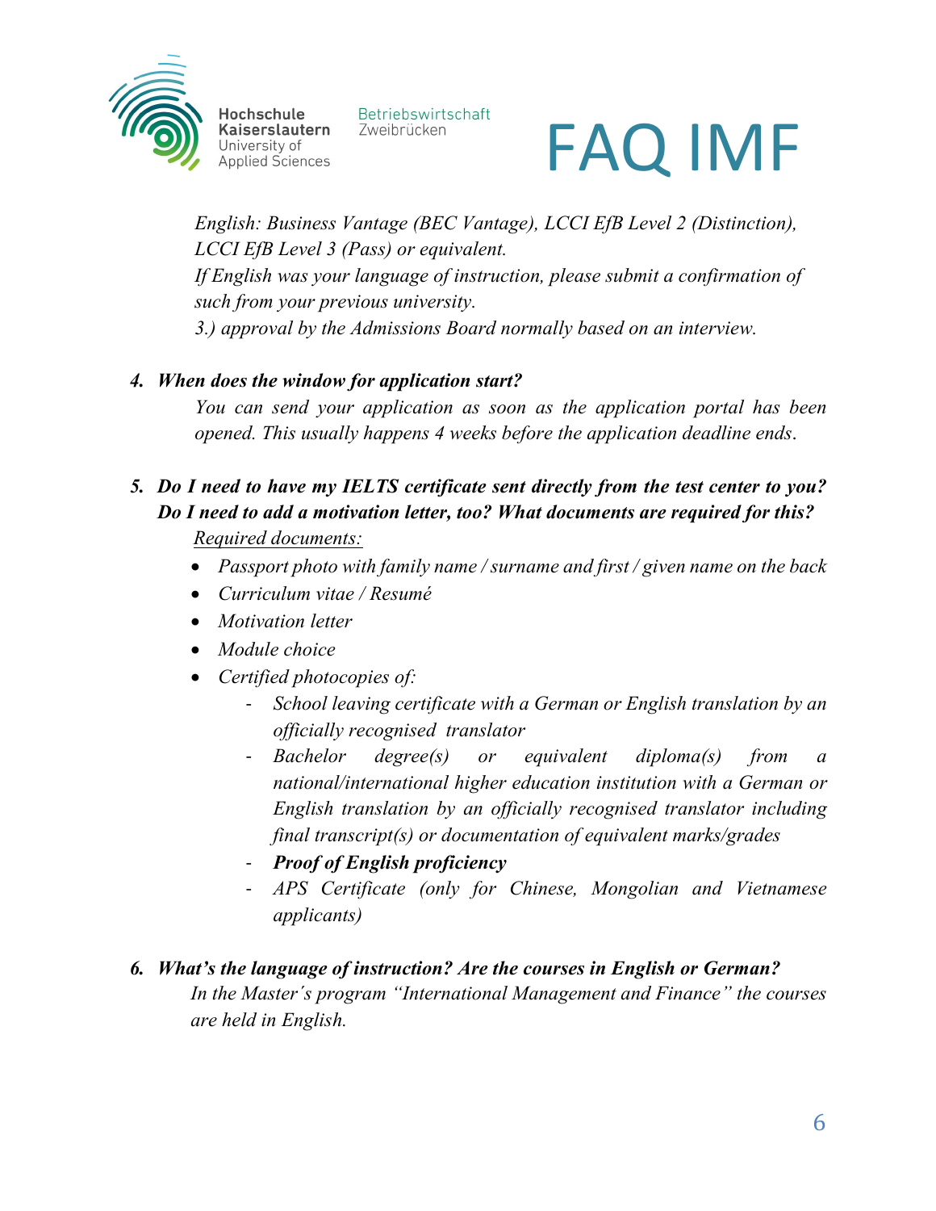*English: Business Vantage (BEC Vantage), LCCI EfB Level 2 (Distinction), LCCI EfB Level 3 (Pass) or equivalent.*
*If English was your language of instruction, please submit a confirmation of such from your previous university.*
*3.) approval by the Admissions Board normally based on an interview.*

4. ***When does the window for application start?***
   *You can send your application as soon as the application portal has been opened. This usually happens 4 weeks before the application deadline ends.*

5. ***Do I need to have my IELTS certificate sent directly from the test center to you? Do I need to add a motivation letter, too? What documents are required for this?***
   *Required documents:*
   - *Passport photo with family name / surname and first / given name on the back*
   - *Curriculum vitae / Resumé*
   - *Motivation letter*
   - *Module choice*
   - *Certified photocopies of:*
     - *School leaving certificate with a German or English translation by an officially recognised translator*
     - *Bachelor degree(s) or equivalent diploma(s) from a national/international higher education institution with a German or English translation by an officially recognised translator including final transcript(s) or documentation of equivalent marks/grades*
     - ***Proof of English proficiency***
     - *APS Certificate (only for Chinese, Mongolian and Vietnamese applicants)*

6. ***What's the language of instruction? Are the courses in English or German?***
   *In the Master´s program "International Management and Finance" the courses are held in English.*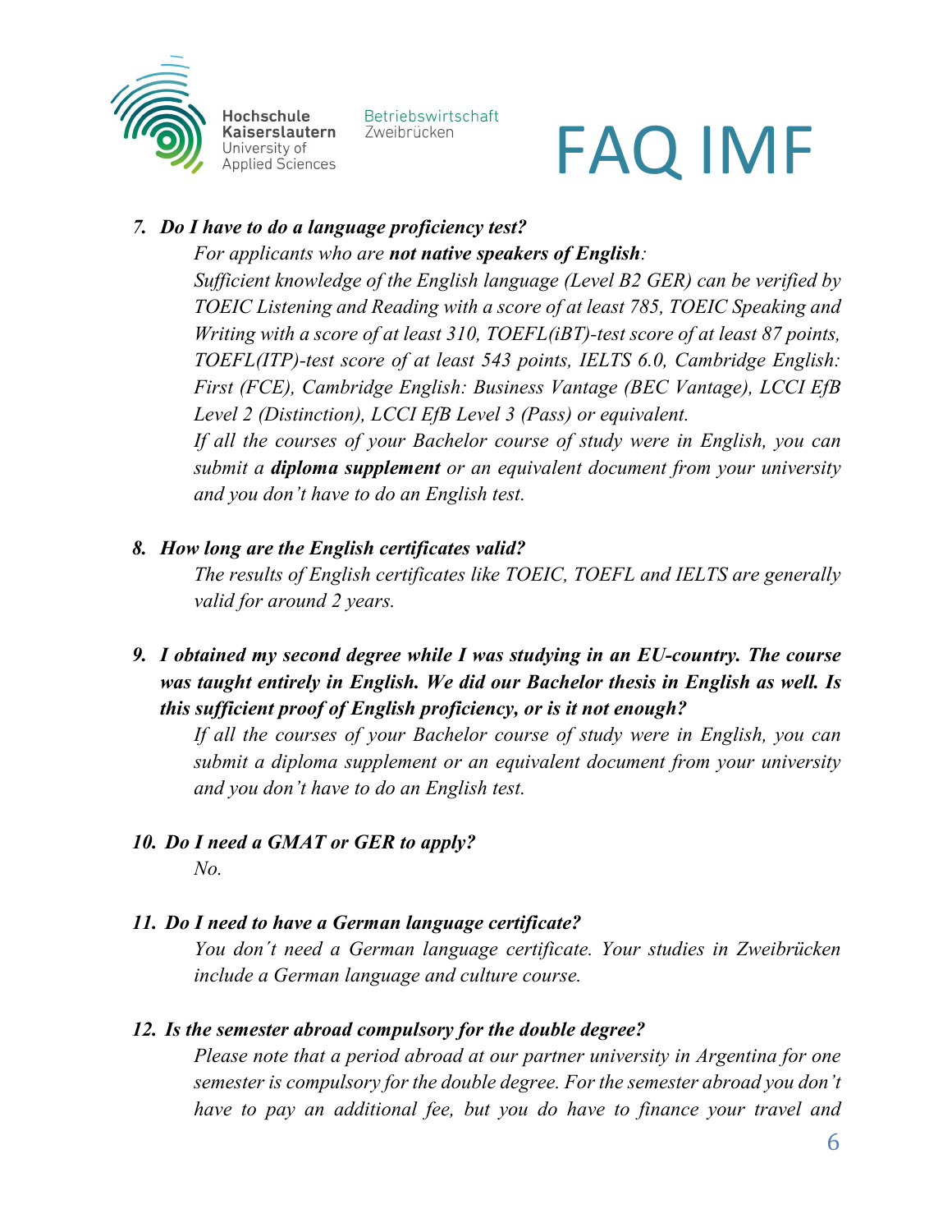7. ***Do I have to do a language proficiency test?***

   *For applicants who are **not native speakers of English**:*

   *Sufficient knowledge of the English language (Level B2 GER) can be verified by TOEIC Listening and Reading with a score of at least 785, TOEIC Speaking and Writing with a score of at least 310, TOEFL(iBT)-test score of at least 87 points, TOEFL(ITP)-test score of at least 543 points, IELTS 6.0, Cambridge English: First (FCE), Cambridge English: Business Vantage (BEC Vantage), LCCI EfB Level 2 (Distinction), LCCI EfB Level 3 (Pass) or equivalent.*

   *If all the courses of your Bachelor course of study were in English, you can submit a **diploma supplement** or an equivalent document from your university and you don't have to do an English test.*

8. ***How long are the English certificates valid?***

   *The results of English certificates like TOEIC, TOEFL and IELTS are generally valid for around 2 years.*

9. ***I obtained my second degree while I was studying in an EU-country. The course was taught entirely in English. We did our Bachelor thesis in English as well. Is this sufficient proof of English proficiency, or is it not enough?***

   *If all the courses of your Bachelor course of study were in English, you can submit a diploma supplement or an equivalent document from your university and you don't have to do an English test.*

10. ***Do I need a GMAT or GER to apply?***

    *No.*

11. ***Do I need to have a German language certificate?***

    *You don´t need a German language certificate. Your studies in Zweibrücken include a German language and culture course.*

12. ***Is the semester abroad compulsory for the double degree?***

    *Please note that a period abroad at our partner university in Argentina for one semester is compulsory for the double degree. For the semester abroad you don't have to pay an additional fee, but you do have to finance your travel and*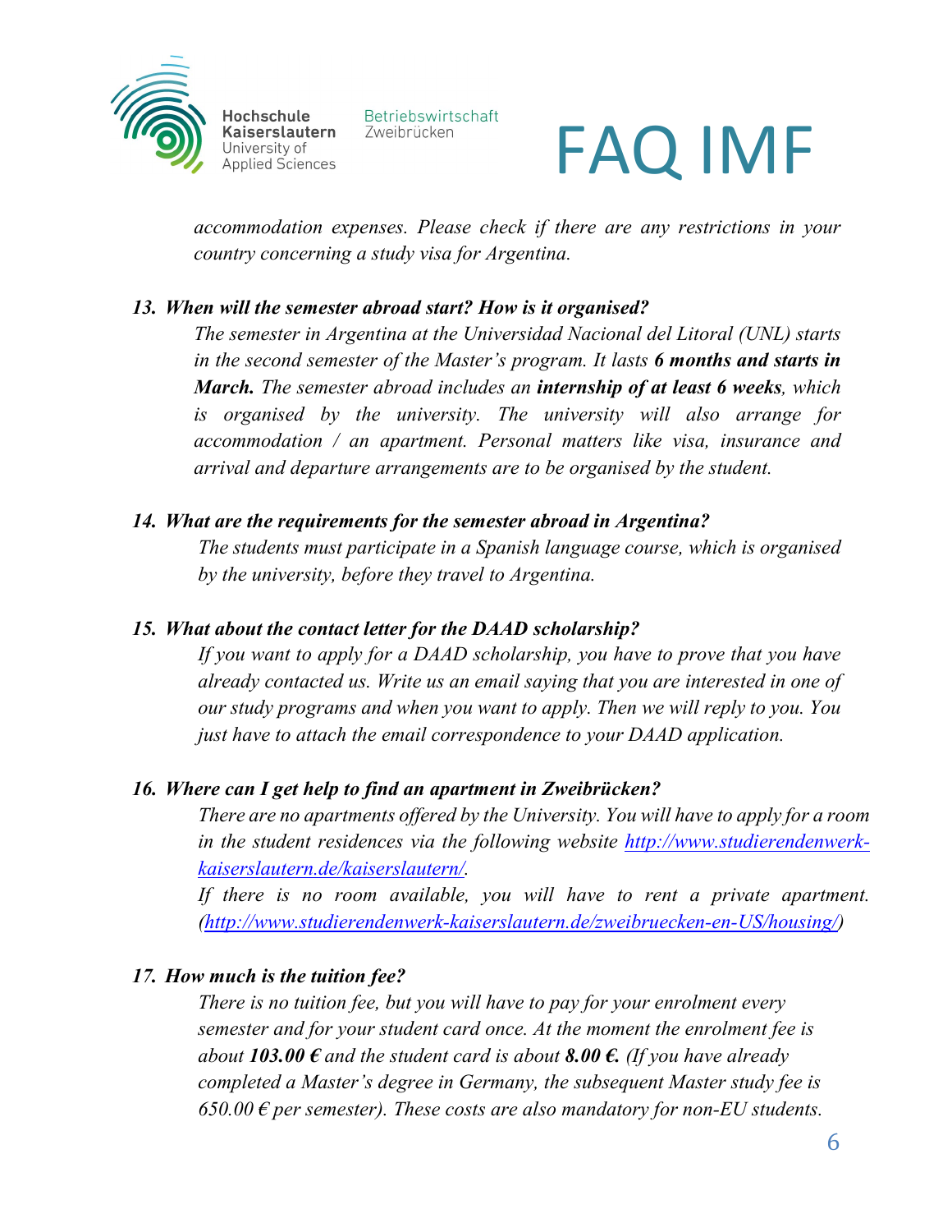*accommodation expenses. Please check if there are any restrictions in your country concerning a study visa for Argentina.*

13. ***When will the semester abroad start? How is it organised?***

    *The semester in Argentina at the Universidad Nacional del Litoral (UNL) starts in the second semester of the Master's program. It lasts* ***6 months and starts in March.*** *The semester abroad includes an* ***internship of at least 6 weeks****, which is organised by the university. The university will also arrange for accommodation / an apartment. Personal matters like visa, insurance and arrival and departure arrangements are to be organised by the student.*

14. ***What are the requirements for the semester abroad in Argentina?***

    *The students must participate in a Spanish language course, which is organised by the university, before they travel to Argentina.*

15. ***What about the contact letter for the DAAD scholarship?***

    *If you want to apply for a DAAD scholarship, you have to prove that you have already contacted us. Write us an email saying that you are interested in one of our study programs and when you want to apply. Then we will reply to you. You just have to attach the email correspondence to your DAAD application.*

16. ***Where can I get help to find an apartment in Zweibrücken?***

    *There are no apartments offered by the University. You will have to apply for a room in the student residences via the following website [http://www.studierendenwerk-kaiserslautern.de/kaiserslautern/](http://www.studierendenwerk-kaiserslautern.de/kaiserslautern/).*

    *If there is no room available, you will have to rent a private apartment. ([http://www.studierendenwerk-kaiserslautern.de/zweibruecken-en-US/housing/](http://www.studierendenwerk-kaiserslautern.de/zweibruecken-en-US/housing/))*

17. ***How much is the tuition fee?***

    *There is no tuition fee, but you will have to pay for your enrolment every semester and for your student card once. At the moment the enrolment fee is about* ***103.00 €*** *and the student card is about* ***8.00 €.*** *(If you have already completed a Master's degree in Germany, the subsequent Master study fee is 650.00 € per semester). These costs are also mandatory for non-EU students.*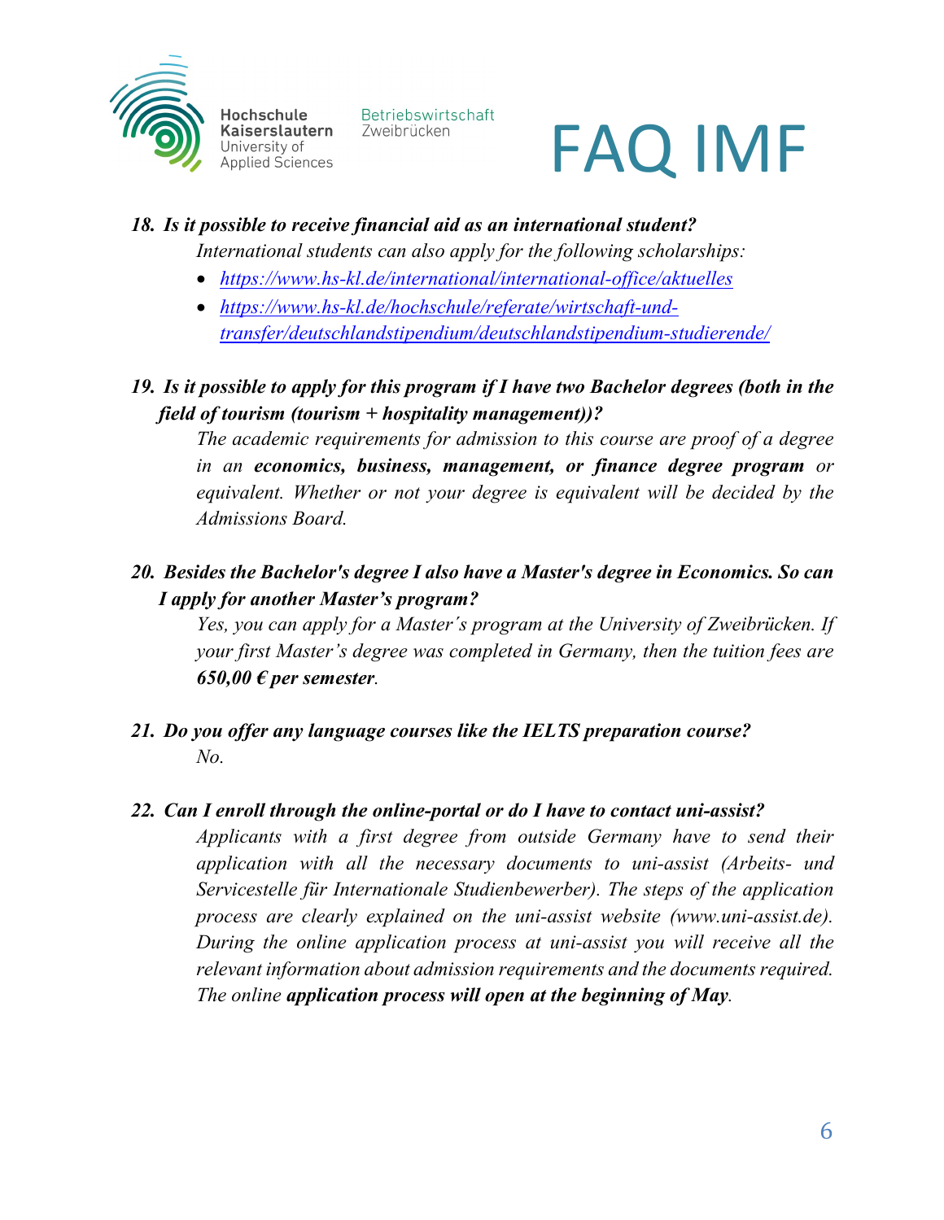18. ***Is it possible to receive financial aid as an international student?***

    *International students can also apply for the following scholarships:*

    - *https://www.hs-kl.de/international/international-office/aktuelles*
    - *https://www.hs-kl.de/hochschule/referate/wirtschaft-und-transfer/deutschlandstipendium/deutschlandstipendium-studierende/*

19. ***Is it possible to apply for this program if I have two Bachelor degrees (both in the field of tourism (tourism + hospitality management))?***

    *The academic requirements for admission to this course are proof of a degree in an* ***economics, business, management, or finance degree program*** *or equivalent. Whether or not your degree is equivalent will be decided by the Admissions Board.*

20. ***Besides the Bachelor's degree I also have a Master's degree in Economics. So can I apply for another Master's program?***

    *Yes, you can apply for a Master's program at the University of Zweibrücken. If your first Master's degree was completed in Germany, then the tuition fees are* ***650,00 € per semester****.*

21. ***Do you offer any language courses like the IELTS preparation course?***

    *No.*

22. ***Can I enroll through the online-portal or do I have to contact uni-assist?***

    *Applicants with a first degree from outside Germany have to send their application with all the necessary documents to uni-assist (Arbeits- und Servicestelle für Internationale Studienbewerber). The steps of the application process are clearly explained on the uni-assist website (www.uni-assist.de). During the online application process at uni-assist you will receive all the relevant information about admission requirements and the documents required. The online* ***application process will open at the beginning of May****.*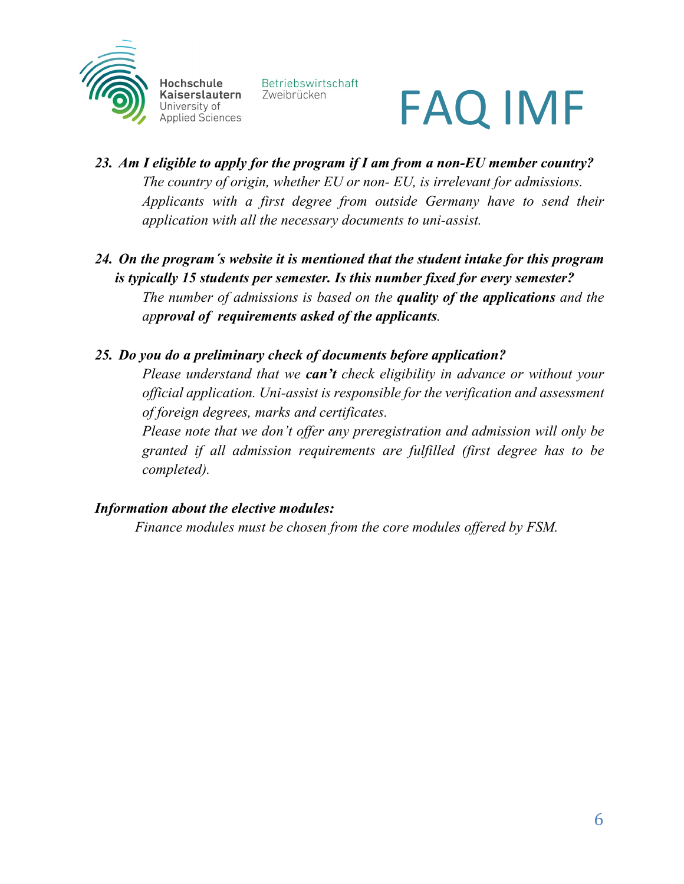23. ***Am I eligible to apply for the program if I am from a non-EU member country?***

    *The country of origin, whether EU or non- EU, is irrelevant for admissions. Applicants with a first degree from outside Germany have to send their application with all the necessary documents to uni-assist.*

24. ***On the program´s website it is mentioned that the student intake for this program is typically 15 students per semester. Is this number fixed for every semester?***

    *The number of admissions is based on the **quality of the applications** and the ap**proval of requirements asked of the applicants**.*

25. ***Do you do a preliminary check of documents before application?***

    *Please understand that we **can't** check eligibility in advance or without your official application. Uni-assist is responsible for the verification and assessment of foreign degrees, marks and certificates.*

    *Please note that we don't offer any preregistration and admission will only be granted if all admission requirements are fulfilled (first degree has to be completed).*

***Information about the elective modules:***

*Finance modules must be chosen from the core modules offered by FSM.*